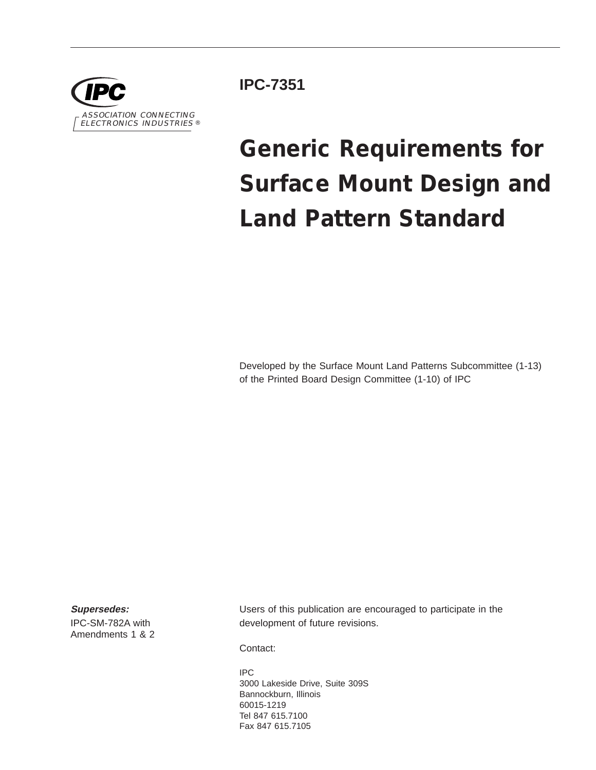IPC

ASSOCIATION CONNECTING ELECTRONICS INDUSTRIES ®

**IPC-7351**

# Generic Requirements for Surface Mount Design and Land Pattern Standard

Developed by the Surface Mount Land Patterns Subcommittee (1-13) of the Printed Board Design Committee (1-10) of IPC

***Supersedes:***

IPC-SM-782A with Amendments 1 & 2

Users of this publication are encouraged to participate in the development of future revisions.

Contact:

IPC
3000 Lakeside Drive, Suite 309S
Bannockburn, Illinois
60015-1219
Tel 847 615.7100
Fax 847 615.7105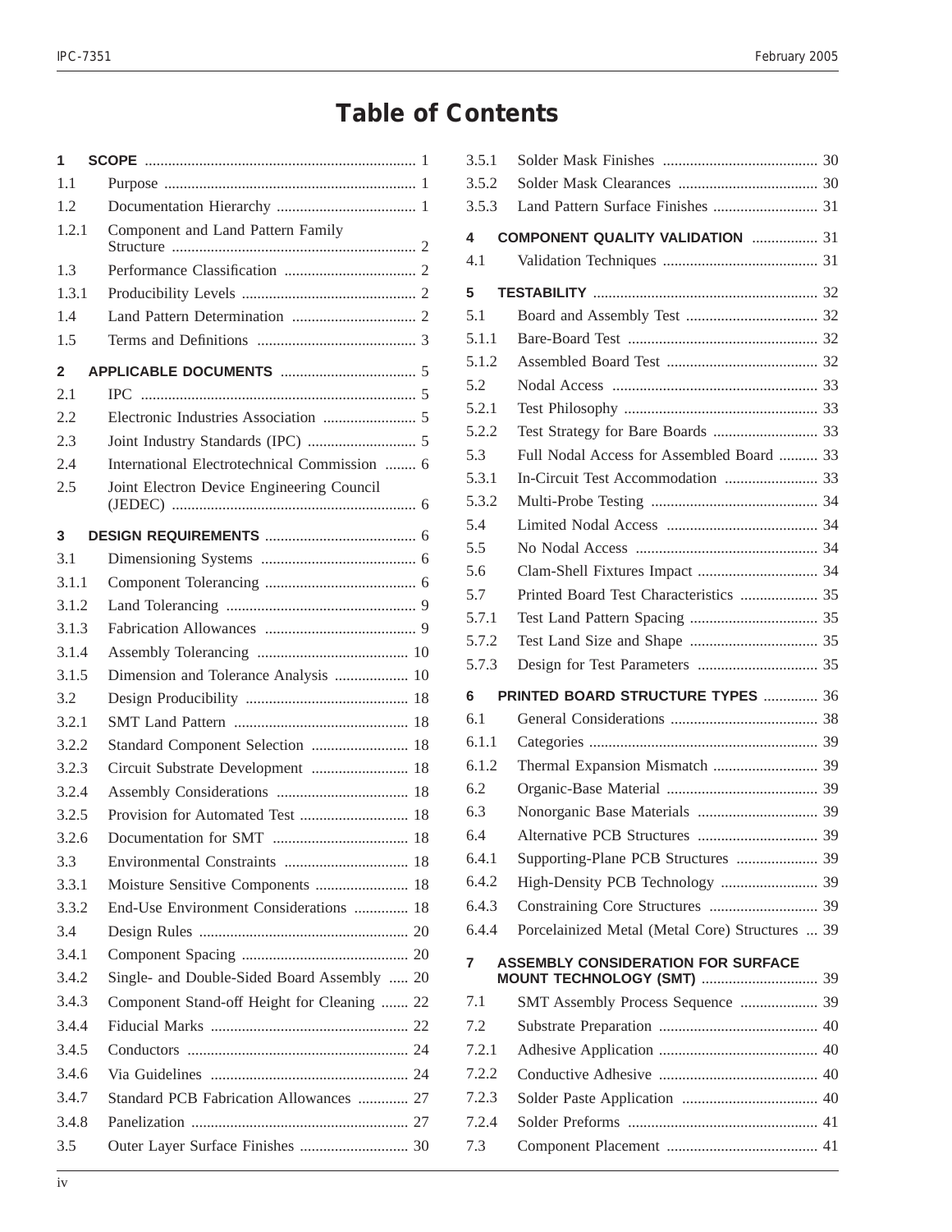# Table of Contents

**1 SCOPE** ..... 1
1.1 Purpose ..... 1
1.2 Documentation Hierarchy ..... 1
1.2.1 Component and Land Pattern Family Structure ..... 2
1.3 Performance Classification ..... 2
1.3.1 Producibility Levels ..... 2
1.4 Land Pattern Determination ..... 2
1.5 Terms and Definitions ..... 3

**2 APPLICABLE DOCUMENTS** ..... 5
2.1 IPC ..... 5
2.2 Electronic Industries Association ..... 5
2.3 Joint Industry Standards (IPC) ..... 5
2.4 International Electrotechnical Commission ..... 6
2.5 Joint Electron Device Engineering Council (JEDEC) ..... 6

**3 DESIGN REQUIREMENTS** ..... 6
3.1 Dimensioning Systems ..... 6
3.1.1 Component Tolerancing ..... 6
3.1.2 Land Tolerancing ..... 9
3.1.3 Fabrication Allowances ..... 9
3.1.4 Assembly Tolerancing ..... 10
3.1.5 Dimension and Tolerance Analysis ..... 10
3.2 Design Producibility ..... 18
3.2.1 SMT Land Pattern ..... 18
3.2.2 Standard Component Selection ..... 18
3.2.3 Circuit Substrate Development ..... 18
3.2.4 Assembly Considerations ..... 18
3.2.5 Provision for Automated Test ..... 18
3.2.6 Documentation for SMT ..... 18
3.3 Environmental Constraints ..... 18
3.3.1 Moisture Sensitive Components ..... 18
3.3.2 End-Use Environment Considerations ..... 18
3.4 Design Rules ..... 20
3.4.1 Component Spacing ..... 20
3.4.2 Single- and Double-Sided Board Assembly ..... 20
3.4.3 Component Stand-off Height for Cleaning ..... 22
3.4.4 Fiducial Marks ..... 22
3.4.5 Conductors ..... 24
3.4.6 Via Guidelines ..... 24
3.4.7 Standard PCB Fabrication Allowances ..... 27
3.4.8 Panelization ..... 27
3.5 Outer Layer Surface Finishes ..... 30
3.5.1 Solder Mask Finishes ..... 30
3.5.2 Solder Mask Clearances ..... 30
3.5.3 Land Pattern Surface Finishes ..... 31

**4 COMPONENT QUALITY VALIDATION** ..... 31
4.1 Validation Techniques ..... 31

**5 TESTABILITY** ..... 32
5.1 Board and Assembly Test ..... 32
5.1.1 Bare-Board Test ..... 32
5.1.2 Assembled Board Test ..... 32
5.2 Nodal Access ..... 33
5.2.1 Test Philosophy ..... 33
5.2.2 Test Strategy for Bare Boards ..... 33
5.3 Full Nodal Access for Assembled Board ..... 33
5.3.1 In-Circuit Test Accommodation ..... 33
5.3.2 Multi-Probe Testing ..... 34
5.4 Limited Nodal Access ..... 34
5.5 No Nodal Access ..... 34
5.6 Clam-Shell Fixtures Impact ..... 34
5.7 Printed Board Test Characteristics ..... 35
5.7.1 Test Land Pattern Spacing ..... 35
5.7.2 Test Land Size and Shape ..... 35
5.7.3 Design for Test Parameters ..... 35

**6 PRINTED BOARD STRUCTURE TYPES** ..... 36
6.1 General Considerations ..... 38
6.1.1 Categories ..... 39
6.1.2 Thermal Expansion Mismatch ..... 39
6.2 Organic-Base Material ..... 39
6.3 Nonorganic Base Materials ..... 39
6.4 Alternative PCB Structures ..... 39
6.4.1 Supporting-Plane PCB Structures ..... 39
6.4.2 High-Density PCB Technology ..... 39
6.4.3 Constraining Core Structures ..... 39
6.4.4 Porcelainized Metal (Metal Core) Structures ..... 39

**7 ASSEMBLY CONSIDERATION FOR SURFACE MOUNT TECHNOLOGY (SMT)** ..... 39
7.1 SMT Assembly Process Sequence ..... 39
7.2 Substrate Preparation ..... 40
7.2.1 Adhesive Application ..... 40
7.2.2 Conductive Adhesive ..... 40
7.2.3 Solder Paste Application ..... 40
7.2.4 Solder Preforms ..... 41
7.3 Component Placement ..... 41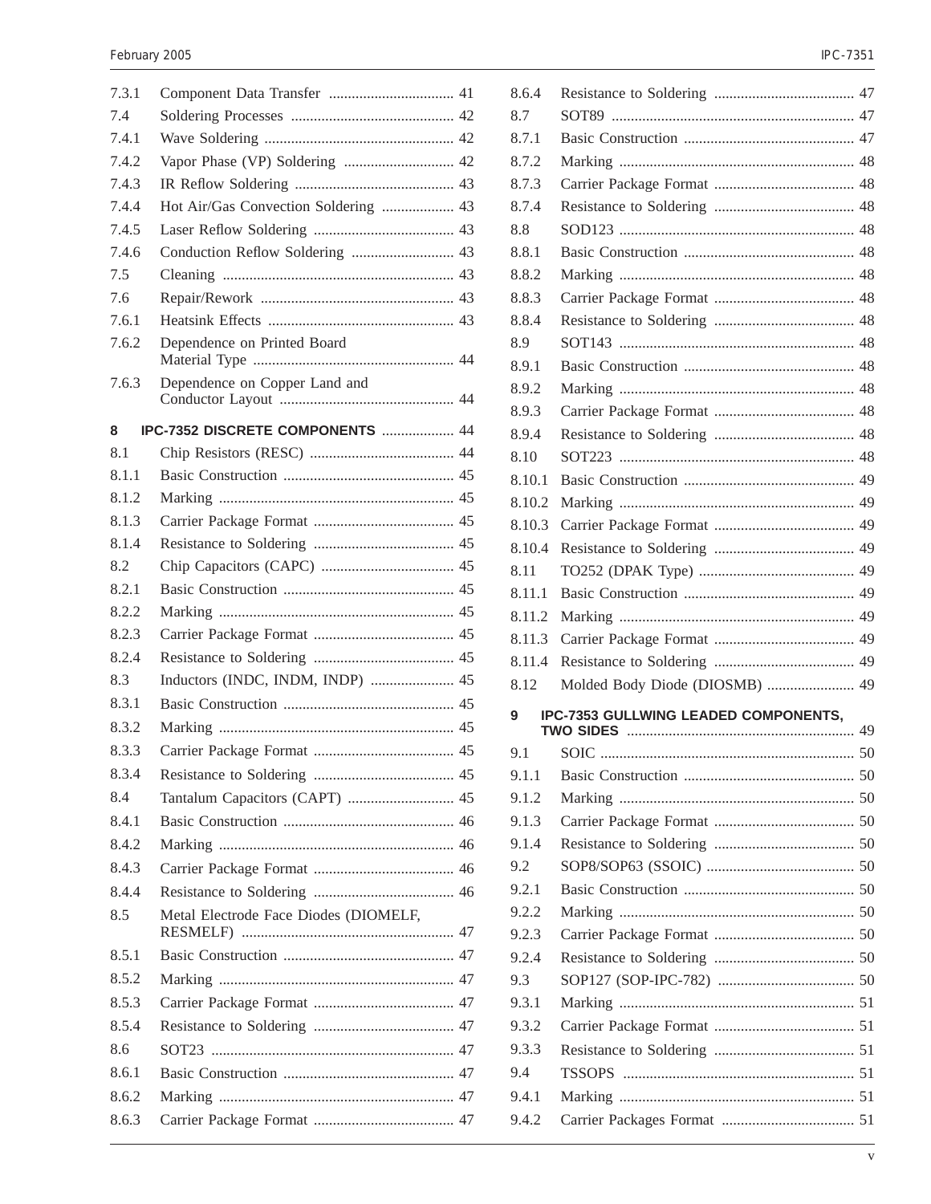7.3.1 Component Data Transfer ................................ 41
7.4 Soldering Processes ........................................ 42
7.4.1 Wave Soldering .............................................. 42
7.4.2 Vapor Phase (VP) Soldering ............................ 42
7.4.3 IR Reflow Soldering ........................................ 43
7.4.4 Hot Air/Gas Convection Soldering .................. 43
7.4.5 Laser Reflow Soldering .................................. 43
7.4.6 Conduction Reflow Soldering .......................... 43
7.5 Cleaning ........................................................... 43
7.6 Repair/Rework ................................................. 43
7.6.1 Heatsink Effects .............................................. 43
7.6.2 Dependence on Printed Board Material Type .................................................... 44
7.6.3 Dependence on Copper Land and Conductor Layout ............................................ 44

**8 IPC-7352 DISCRETE COMPONENTS** .................. 44
8.1 Chip Resistors (RESC) .................................... 44
8.1.1 Basic Construction .......................................... 45
8.1.2 Marking ........................................................... 45
8.1.3 Carrier Package Format .................................. 45
8.1.4 Resistance to Soldering .................................. 45
8.2 Chip Capacitors (CAPC) ................................. 45
8.2.1 Basic Construction .......................................... 45
8.2.2 Marking ........................................................... 45
8.2.3 Carrier Package Format .................................. 45
8.2.4 Resistance to Soldering .................................. 45
8.3 Inductors (INDC, INDM, INDP) ..................... 45
8.3.1 Basic Construction .......................................... 45
8.3.2 Marking ........................................................... 45
8.3.3 Carrier Package Format .................................. 45
8.3.4 Resistance to Soldering .................................. 45
8.4 Tantalum Capacitors (CAPT) .......................... 45
8.4.1 Basic Construction .......................................... 46
8.4.2 Marking ........................................................... 46
8.4.3 Carrier Package Format .................................. 46
8.4.4 Resistance to Soldering .................................. 46
8.5 Metal Electrode Face Diodes (DIOMELF, RESMELF) ..................................................... 47
8.5.1 Basic Construction .......................................... 47
8.5.2 Marking ........................................................... 47
8.5.3 Carrier Package Format .................................. 47
8.5.4 Resistance to Soldering .................................. 47
8.6 SOT23 .............................................................. 47
8.6.1 Basic Construction .......................................... 47
8.6.2 Marking ........................................................... 47
8.6.3 Carrier Package Format .................................. 47
8.6.4 Resistance to Soldering .................................. 47
8.7 SOT89 .............................................................. 47
8.7.1 Basic Construction .......................................... 47
8.7.2 Marking ........................................................... 48
8.7.3 Carrier Package Format .................................. 48
8.7.4 Resistance to Soldering .................................. 48
8.8 SOD123 ............................................................ 48
8.8.1 Basic Construction .......................................... 48
8.8.2 Marking ........................................................... 48
8.8.3 Carrier Package Format .................................. 48
8.8.4 Resistance to Soldering .................................. 48
8.9 SOT143 ............................................................ 48
8.9.1 Basic Construction .......................................... 48
8.9.2 Marking ........................................................... 48
8.9.3 Carrier Package Format .................................. 48
8.9.4 Resistance to Soldering .................................. 48
8.10 SOT223 ............................................................ 48
8.10.1 Basic Construction .......................................... 49
8.10.2 Marking ........................................................... 49
8.10.3 Carrier Package Format .................................. 49
8.10.4 Resistance to Soldering .................................. 49
8.11 TO252 (DPAK Type) ....................................... 49
8.11.1 Basic Construction .......................................... 49
8.11.2 Marking ........................................................... 49
8.11.3 Carrier Package Format .................................. 49
8.11.4 Resistance to Soldering .................................. 49
8.12 Molded Body Diode (DIOSMB) ..................... 49

**9 IPC-7353 GULLWING LEADED COMPONENTS, TWO SIDES** ......................................................... 49
9.1 SOIC ................................................................ 50
9.1.1 Basic Construction .......................................... 50
9.1.2 Marking ........................................................... 50
9.1.3 Carrier Package Format .................................. 50
9.1.4 Resistance to Soldering .................................. 50
9.2 SOP8/SOP63 (SSOIC) ..................................... 50
9.2.1 Basic Construction .......................................... 50
9.2.2 Marking ........................................................... 50
9.2.3 Carrier Package Format .................................. 50
9.2.4 Resistance to Soldering .................................. 50
9.3 SOP127 (SOP-IPC-782) .................................. 50
9.3.1 Marking ........................................................... 51
9.3.2 Carrier Package Format .................................. 51
9.3.3 Resistance to Soldering .................................. 51
9.4 TSSOPS ........................................................... 51
9.4.1 Marking ........................................................... 51
9.4.2 Carrier Packages Format ................................. 51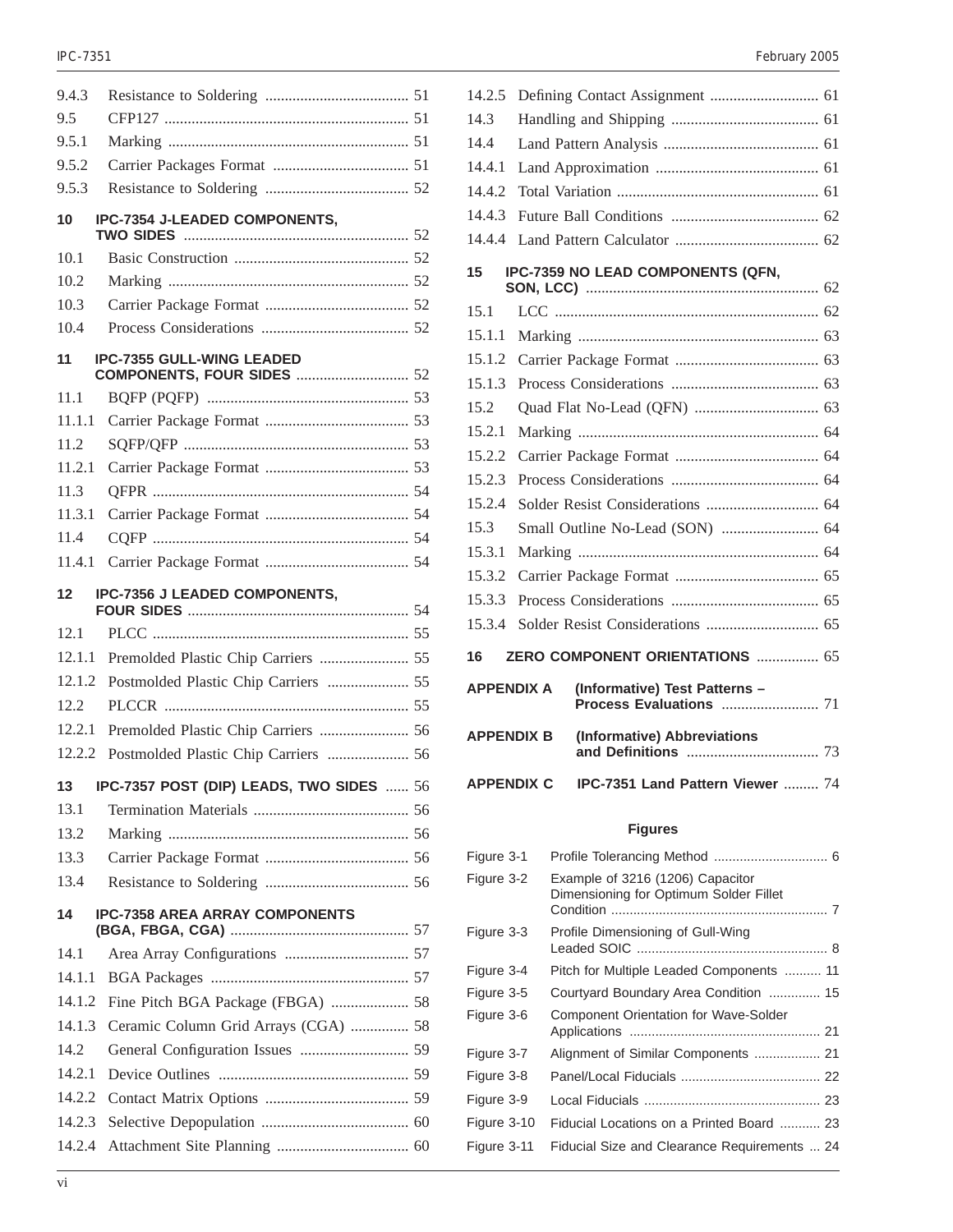9.4.3 Resistance to Soldering ..................................... 51
9.5 CFP127 ............................................................... 51
9.5.1 Marking .............................................................. 51
9.5.2 Carrier Packages Format ................................... 51
9.5.3 Resistance to Soldering ..................................... 52

**10 IPC-7354 J-LEADED COMPONENTS, TWO SIDES** .......................................................... 52
10.1 Basic Construction ............................................. 52
10.2 Marking .............................................................. 52
10.3 Carrier Package Format ..................................... 52
10.4 Process Considerations ...................................... 52

**11 IPC-7355 GULL-WING LEADED COMPONENTS, FOUR SIDES** ............................. 52
11.1 BQFP (PQFP) .................................................... 53
11.1.1 Carrier Package Format ..................................... 53
11.2 SQFP/QFP .......................................................... 53
11.2.1 Carrier Package Format ..................................... 53
11.3 QFPR .................................................................. 54
11.3.1 Carrier Package Format ..................................... 54
11.4 CQFP .................................................................. 54
11.4.1 Carrier Package Format ..................................... 54

**12 IPC-7356 J LEADED COMPONENTS, FOUR SIDES** ......................................................... 54
12.1 PLCC .................................................................. 55
12.1.1 Premolded Plastic Chip Carriers ....................... 55
12.1.2 Postmolded Plastic Chip Carriers ..................... 55
12.2 PLCCR ............................................................... 55
12.2.1 Premolded Plastic Chip Carriers ....................... 56
12.2.2 Postmolded Plastic Chip Carriers ..................... 56

**13 IPC-7357 POST (DIP) LEADS, TWO SIDES** ...... 56
13.1 Termination Materials ........................................ 56
13.2 Marking .............................................................. 56
13.3 Carrier Package Format ..................................... 56
13.4 Resistance to Soldering ..................................... 56

**14 IPC-7358 AREA ARRAY COMPONENTS (BGA, FBGA, CGA)** .............................................. 57
14.1 Area Array Configurations ................................ 57
14.1.1 BGA Packages ................................................... 57
14.1.2 Fine Pitch BGA Package (FBGA) .................... 58
14.1.3 Ceramic Column Grid Arrays (CGA) ............... 58
14.2 General Configuration Issues ............................ 59
14.2.1 Device Outlines ................................................. 59
14.2.2 Contact Matrix Options ..................................... 59
14.2.3 Selective Depopulation ...................................... 60
14.2.4 Attachment Site Planning .................................. 60
14.2.5 Defining Contact Assignment ............................ 61
14.3 Handling and Shipping ...................................... 61
14.4 Land Pattern Analysis ........................................ 61
14.4.1 Land Approximation .......................................... 61
14.4.2 Total Variation .................................................... 61
14.4.3 Future Ball Conditions ...................................... 62
14.4.4 Land Pattern Calculator ..................................... 62

**15 IPC-7359 NO LEAD COMPONENTS (QFN, SON, LCC)** ............................................................ 62
15.1 LCC .................................................................... 62
15.1.1 Marking .............................................................. 63
15.1.2 Carrier Package Format ..................................... 63
15.1.3 Process Considerations ...................................... 63
15.2 Quad Flat No-Lead (QFN) ................................ 63
15.2.1 Marking .............................................................. 64
15.2.2 Carrier Package Format ..................................... 64
15.2.3 Process Considerations ...................................... 64
15.2.4 Solder Resist Considerations ............................. 64
15.3 Small Outline No-Lead (SON) ......................... 64
15.3.1 Marking .............................................................. 64
15.3.2 Carrier Package Format ..................................... 65
15.3.3 Process Considerations ...................................... 65
15.3.4 Solder Resist Considerations ............................. 65

**16 ZERO COMPONENT ORIENTATIONS** ................ 65

**APPENDIX A (Informative) Test Patterns – Process Evaluations** ......................... 71

**APPENDIX B (Informative) Abbreviations and Definitions** .................................. 73

**APPENDIX C IPC-7351 Land Pattern Viewer** ......... 74

## Figures

Figure 3-1 Profile Tolerancing Method ............................... 6
Figure 3-2 Example of 3216 (1206) Capacitor Dimensioning for Optimum Solder Fillet Condition .......................................................... 7
Figure 3-3 Profile Dimensioning of Gull-Wing Leaded SOIC .................................................... 8
Figure 3-4 Pitch for Multiple Leaded Components .......... 11
Figure 3-5 Courtyard Boundary Area Condition .............. 15
Figure 3-6 Component Orientation for Wave-Solder Applications ................................................... 21
Figure 3-7 Alignment of Similar Components .................. 21
Figure 3-8 Panel/Local Fiducials ...................................... 22
Figure 3-9 Local Fiducials ................................................ 23
Figure 3-10 Fiducial Locations on a Printed Board ........... 23
Figure 3-11 Fiducial Size and Clearance Requirements ... 24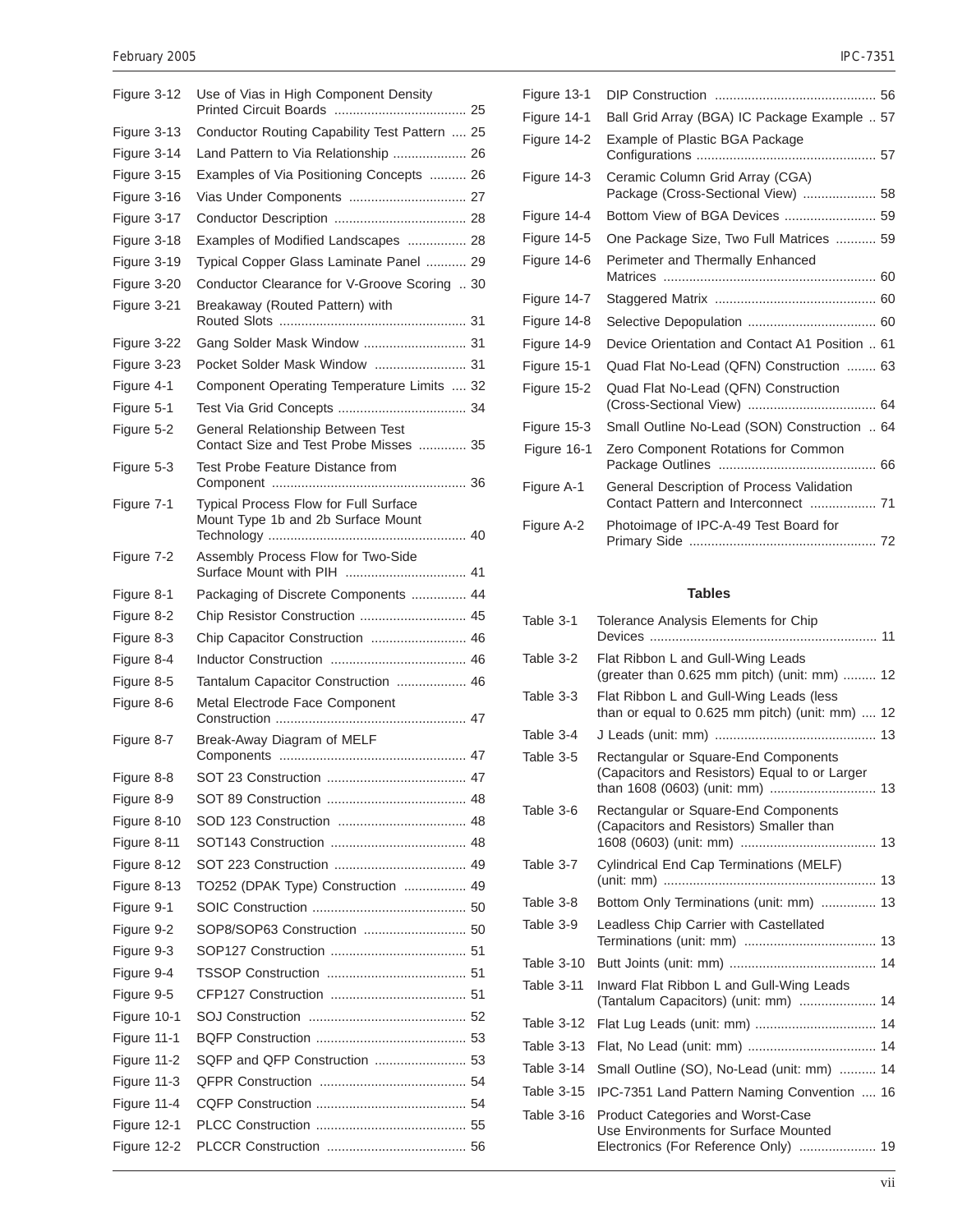Figure 3-12 Use of Vias in High Component Density Printed Circuit Boards .................................... 25

Figure 3-13 Conductor Routing Capability Test Pattern .... 25

Figure 3-14 Land Pattern to Via Relationship .................... 26

Figure 3-15 Examples of Via Positioning Concepts .......... 26

Figure 3-16 Vias Under Components ................................ 27

Figure 3-17 Conductor Description .................................... 28

Figure 3-18 Examples of Modified Landscapes ................ 28

Figure 3-19 Typical Copper Glass Laminate Panel ........... 29

Figure 3-20 Conductor Clearance for V-Groove Scoring .. 30

Figure 3-21 Breakaway (Routed Pattern) with Routed Slots ................................................... 31

Figure 3-22 Gang Solder Mask Window ............................ 31

Figure 3-23 Pocket Solder Mask Window ......................... 31

Figure 4-1 Component Operating Temperature Limits .... 32

Figure 5-1 Test Via Grid Concepts ................................... 34

Figure 5-2 General Relationship Between Test Contact Size and Test Probe Misses ............. 35

Figure 5-3 Test Probe Feature Distance from Component ..................................................... 36

Figure 7-1 Typical Process Flow for Full Surface Mount Type 1b and 2b Surface Mount Technology ...................................................... 40

Figure 7-2 Assembly Process Flow for Two-Side Surface Mount with PIH ................................. 41

Figure 8-1 Packaging of Discrete Components ............... 44

Figure 8-2 Chip Resistor Construction ............................. 45

Figure 8-3 Chip Capacitor Construction .......................... 46

Figure 8-4 Inductor Construction ..................................... 46

Figure 8-5 Tantalum Capacitor Construction ................... 46

Figure 8-6 Metal Electrode Face Component Construction .................................................... 47

Figure 8-7 Break-Away Diagram of MELF Components ................................................... 47

Figure 8-8 SOT 23 Construction ...................................... 47

Figure 8-9 SOT 89 Construction ...................................... 48

Figure 8-10 SOD 123 Construction ................................... 48

Figure 8-11 SOT143 Construction ..................................... 48

Figure 8-12 SOT 223 Construction .................................... 49

Figure 8-13 TO252 (DPAK Type) Construction ................. 49

Figure 9-1 SOIC Construction .......................................... 50

Figure 9-2 SOP8/SOP63 Construction ............................ 50

Figure 9-3 SOP127 Construction ..................................... 51

Figure 9-4 TSSOP Construction ...................................... 51

Figure 9-5 CFP127 Construction ..................................... 51

Figure 10-1 SOJ Construction ........................................... 52

Figure 11-1 BQFP Construction ......................................... 53

Figure 11-2 SQFP and QFP Construction ......................... 53

Figure 11-3 QFPR Construction ........................................ 54

Figure 11-4 CQFP Construction ......................................... 54

Figure 12-1 PLCC Construction ......................................... 55

Figure 12-2 PLCCR Construction ...................................... 56

Figure 13-1 DIP Construction ............................................ 56

Figure 14-1 Ball Grid Array (BGA) IC Package Example .. 57

Figure 14-2 Example of Plastic BGA Package Configurations ................................................ 57

Figure 14-3 Ceramic Column Grid Array (CGA) Package (Cross-Sectional View) .................... 58

Figure 14-4 Bottom View of BGA Devices ......................... 59

Figure 14-5 One Package Size, Two Full Matrices ........... 59

Figure 14-6 Perimeter and Thermally Enhanced Matrices .......................................................... 60

Figure 14-7 Staggered Matrix ............................................ 60

Figure 14-8 Selective Depopulation ................................... 60

Figure 14-9 Device Orientation and Contact A1 Position .. 61

Figure 15-1 Quad Flat No-Lead (QFN) Construction ........ 63

Figure 15-2 Quad Flat No-Lead (QFN) Construction (Cross-Sectional View) .................................. 64

Figure 15-3 Small Outline No-Lead (SON) Construction .. 64

Figure 16-1 Zero Component Rotations for Common Package Outlines ........................................... 66

Figure A-1 General Description of Process Validation Contact Pattern and Interconnect .................. 71

Figure A-2 Photoimage of IPC-A-49 Test Board for Primary Side ................................................... 72

## Tables

Table 3-1 Tolerance Analysis Elements for Chip Devices ............................................................. 11

Table 3-2 Flat Ribbon L and Gull-Wing Leads (greater than 0.625 mm pitch) (unit: mm) ......... 12

Table 3-3 Flat Ribbon L and Gull-Wing Leads (less than or equal to 0.625 mm pitch) (unit: mm) .... 12

Table 3-4 J Leads (unit: mm) ............................................ 13

Table 3-5 Rectangular or Square-End Components (Capacitors and Resistors) Equal to or Larger than 1608 (0603) (unit: mm) ............................ 13

Table 3-6 Rectangular or Square-End Components (Capacitors and Resistors) Smaller than 1608 (0603) (unit: mm) ..................................... 13

Table 3-7 Cylindrical End Cap Terminations (MELF) (unit: mm) .......................................................... 13

Table 3-8 Bottom Only Terminations (unit: mm) ............... 13

Table 3-9 Leadless Chip Carrier with Castellated Terminations (unit: mm) .................................... 13

Table 3-10 Butt Joints (unit: mm) ........................................ 14

Table 3-11 Inward Flat Ribbon L and Gull-Wing Leads (Tantalum Capacitors) (unit: mm) ..................... 14

Table 3-12 Flat Lug Leads (unit: mm) ................................. 14

Table 3-13 Flat, No Lead (unit: mm) ................................... 14

Table 3-14 Small Outline (SO), No-Lead (unit: mm) .......... 14

Table 3-15 IPC-7351 Land Pattern Naming Convention .... 16

Table 3-16 Product Categories and Worst-Case Use Environments for Surface Mounted Electronics (For Reference Only) ..................... 19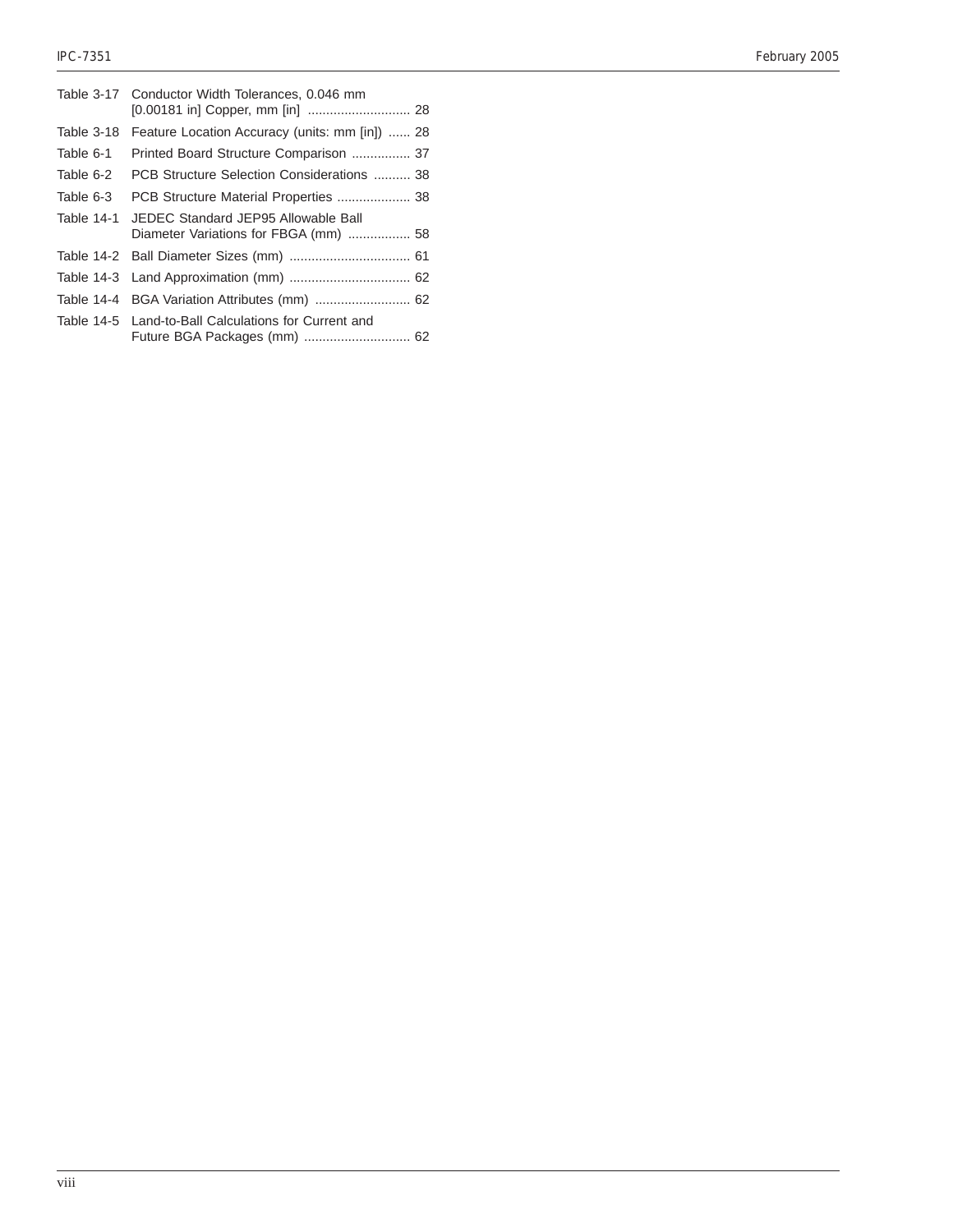Table 3-17 Conductor Width Tolerances, 0.046 mm [0.00181 in] Copper, mm [in] ............................ 28

Table 3-18 Feature Location Accuracy (units: mm [in]) ...... 28

Table 6-1 Printed Board Structure Comparison ................ 37

Table 6-2 PCB Structure Selection Considerations .......... 38

Table 6-3 PCB Structure Material Properties .................... 38

Table 14-1 JEDEC Standard JEP95 Allowable Ball Diameter Variations for FBGA (mm) ................. 58

Table 14-2 Ball Diameter Sizes (mm) ................................. 61

Table 14-3 Land Approximation (mm) ................................. 62

Table 14-4 BGA Variation Attributes (mm) .......................... 62

Table 14-5 Land-to-Ball Calculations for Current and Future BGA Packages (mm) ............................. 62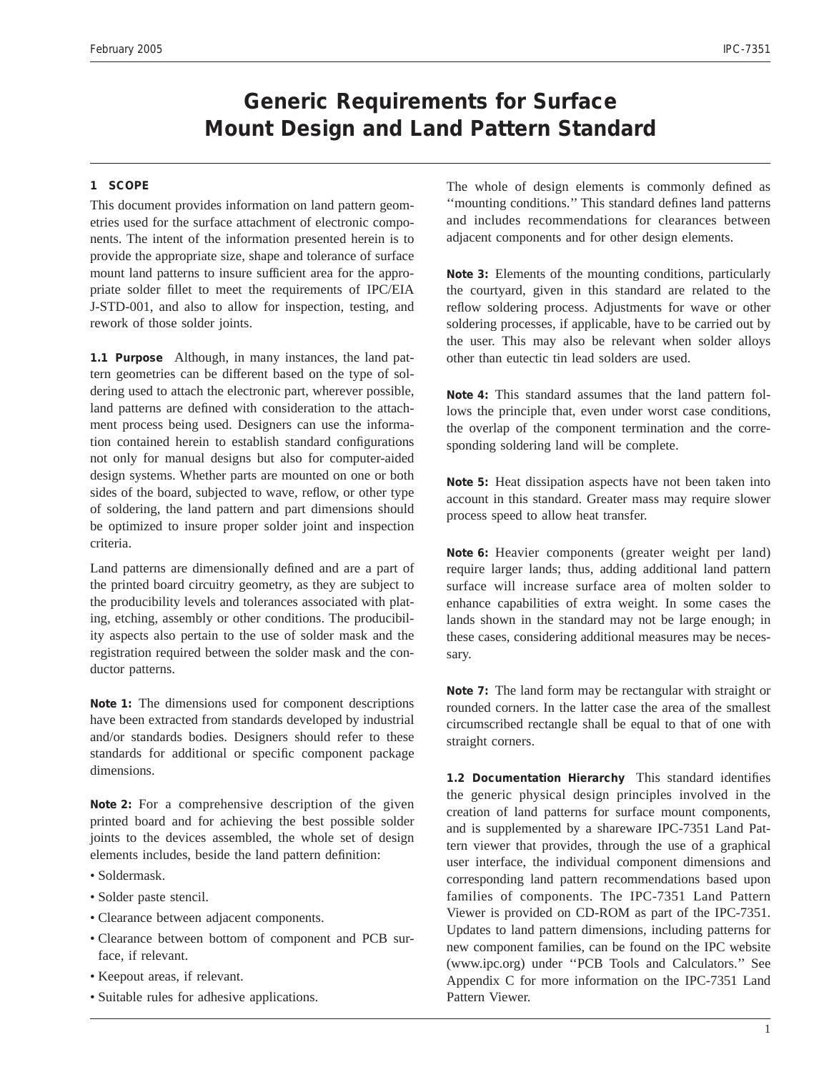# Generic Requirements for Surface Mount Design and Land Pattern Standard

## 1 SCOPE

This document provides information on land pattern geometries used for the surface attachment of electronic components. The intent of the information presented herein is to provide the appropriate size, shape and tolerance of surface mount land patterns to insure sufficient area for the appropriate solder fillet to meet the requirements of IPC/EIA J-STD-001, and also to allow for inspection, testing, and rework of those solder joints.

**1.1 Purpose** Although, in many instances, the land pattern geometries can be different based on the type of soldering used to attach the electronic part, wherever possible, land patterns are defined with consideration to the attachment process being used. Designers can use the information contained herein to establish standard configurations not only for manual designs but also for computer-aided design systems. Whether parts are mounted on one or both sides of the board, subjected to wave, reflow, or other type of soldering, the land pattern and part dimensions should be optimized to insure proper solder joint and inspection criteria.

Land patterns are dimensionally defined and are a part of the printed board circuitry geometry, as they are subject to the producibility levels and tolerances associated with plating, etching, assembly or other conditions. The producibility aspects also pertain to the use of solder mask and the registration required between the solder mask and the conductor patterns.

**Note 1:** The dimensions used for component descriptions have been extracted from standards developed by industrial and/or standards bodies. Designers should refer to these standards for additional or specific component package dimensions.

**Note 2:** For a comprehensive description of the given printed board and for achieving the best possible solder joints to the devices assembled, the whole set of design elements includes, beside the land pattern definition:

- Soldermask.
- Solder paste stencil.
- Clearance between adjacent components.
- Clearance between bottom of component and PCB surface, if relevant.
- Keepout areas, if relevant.
- Suitable rules for adhesive applications.

The whole of design elements is commonly defined as ''mounting conditions.'' This standard defines land patterns and includes recommendations for clearances between adjacent components and for other design elements.

**Note 3:** Elements of the mounting conditions, particularly the courtyard, given in this standard are related to the reflow soldering process. Adjustments for wave or other soldering processes, if applicable, have to be carried out by the user. This may also be relevant when solder alloys other than eutectic tin lead solders are used.

**Note 4:** This standard assumes that the land pattern follows the principle that, even under worst case conditions, the overlap of the component termination and the corresponding soldering land will be complete.

**Note 5:** Heat dissipation aspects have not been taken into account in this standard. Greater mass may require slower process speed to allow heat transfer.

**Note 6:** Heavier components (greater weight per land) require larger lands; thus, adding additional land pattern surface will increase surface area of molten solder to enhance capabilities of extra weight. In some cases the lands shown in the standard may not be large enough; in these cases, considering additional measures may be necessary.

**Note 7:** The land form may be rectangular with straight or rounded corners. In the latter case the area of the smallest circumscribed rectangle shall be equal to that of one with straight corners.

**1.2 Documentation Hierarchy** This standard identifies the generic physical design principles involved in the creation of land patterns for surface mount components, and is supplemented by a shareware IPC-7351 Land Pattern viewer that provides, through the use of a graphical user interface, the individual component dimensions and corresponding land pattern recommendations based upon families of components. The IPC-7351 Land Pattern Viewer is provided on CD-ROM as part of the IPC-7351. Updates to land pattern dimensions, including patterns for new component families, can be found on the IPC website (www.ipc.org) under ''PCB Tools and Calculators.'' See Appendix C for more information on the IPC-7351 Land Pattern Viewer.